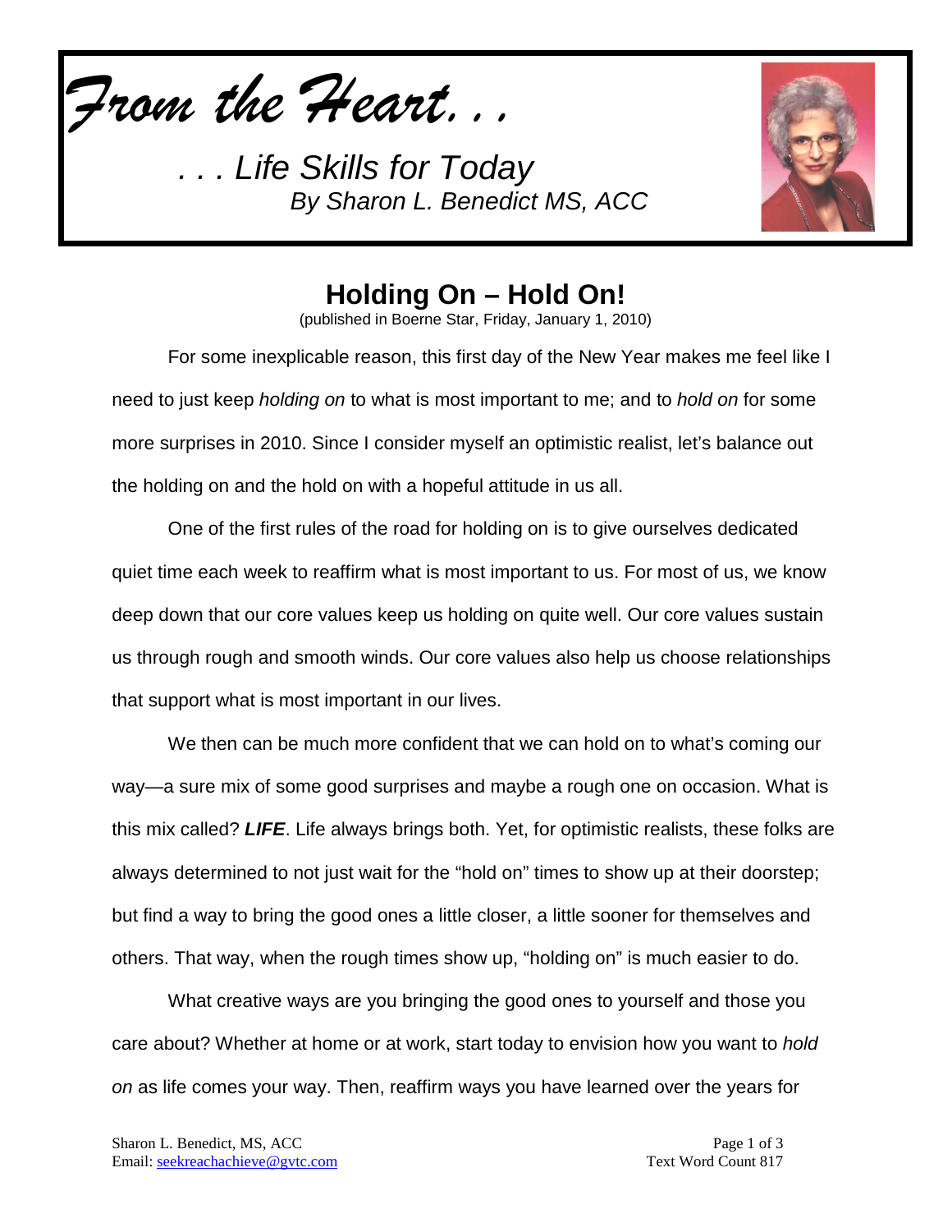*From the Heart. . .*

*. . . Life Skills for Today*
*By Sharon L. Benedict MS, ACC*

# Holding On – Hold On!

(published in Boerne Star, Friday, January 1, 2010)

For some inexplicable reason, this first day of the New Year makes me feel like I need to just keep *holding on* to what is most important to me; and to *hold on* for some more surprises in 2010. Since I consider myself an optimistic realist, let's balance out the holding on and the hold on with a hopeful attitude in us all.

One of the first rules of the road for holding on is to give ourselves dedicated quiet time each week to reaffirm what is most important to us. For most of us, we know deep down that our core values keep us holding on quite well. Our core values sustain us through rough and smooth winds. Our core values also help us choose relationships that support what is most important in our lives.

We then can be much more confident that we can hold on to what's coming our way—a sure mix of some good surprises and maybe a rough one on occasion. What is this mix called? ***LIFE***. Life always brings both. Yet, for optimistic realists, these folks are always determined to not just wait for the "hold on" times to show up at their doorstep; but find a way to bring the good ones a little closer, a little sooner for themselves and others. That way, when the rough times show up, "holding on" is much easier to do.

What creative ways are you bringing the good ones to yourself and those you care about? Whether at home or at work, start today to envision how you want to *hold on* as life comes your way. Then, reaffirm ways you have learned over the years for

Sharon L. Benedict, MS, ACC
Email: seekreachachieve@gvtc.com

Text Word Count 817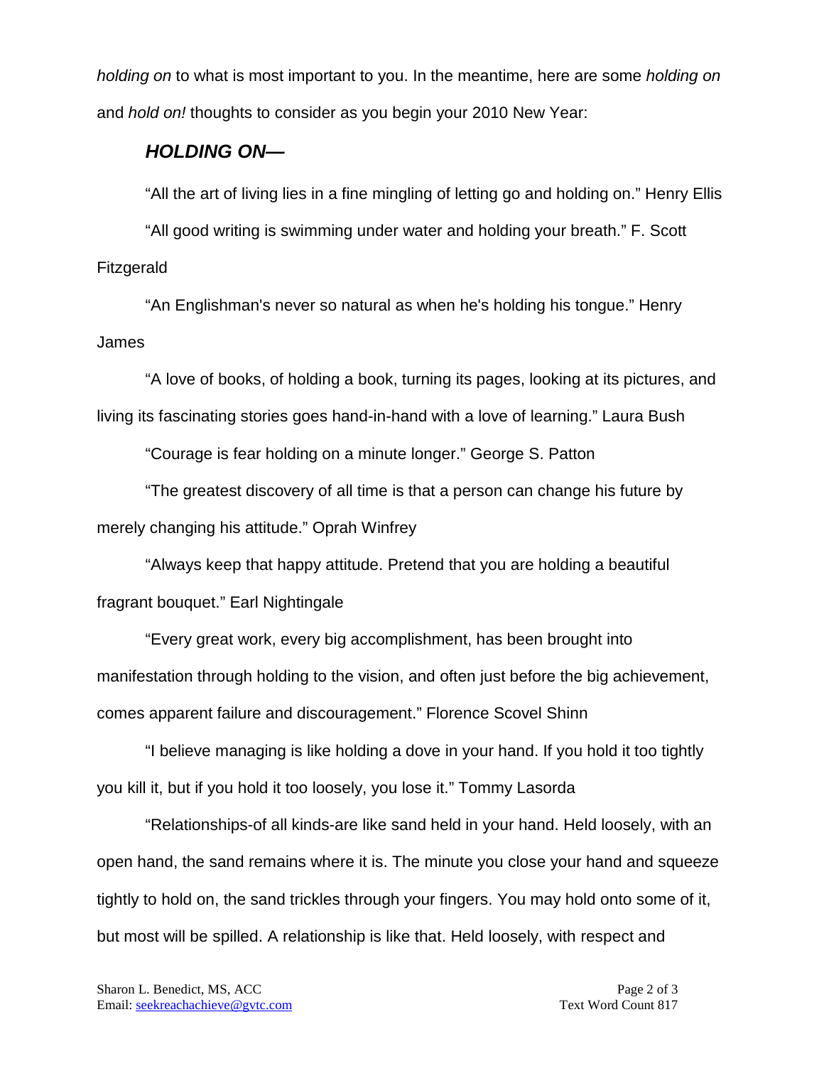*holding on* to what is most important to you. In the meantime, here are some *holding on* and *hold on!* thoughts to consider as you begin your 2010 New Year:

### ***HOLDING ON—***

"All the art of living lies in a fine mingling of letting go and holding on." Henry Ellis

"All good writing is swimming under water and holding your breath." F. Scott Fitzgerald

"An Englishman's never so natural as when he's holding his tongue." Henry James

"A love of books, of holding a book, turning its pages, looking at its pictures, and living its fascinating stories goes hand-in-hand with a love of learning." Laura Bush

"Courage is fear holding on a minute longer." George S. Patton

"The greatest discovery of all time is that a person can change his future by merely changing his attitude." Oprah Winfrey

"Always keep that happy attitude. Pretend that you are holding a beautiful fragrant bouquet." Earl Nightingale

"Every great work, every big accomplishment, has been brought into manifestation through holding to the vision, and often just before the big achievement, comes apparent failure and discouragement." Florence Scovel Shinn

"I believe managing is like holding a dove in your hand. If you hold it too tightly you kill it, but if you hold it too loosely, you lose it." Tommy Lasorda

"Relationships-of all kinds-are like sand held in your hand. Held loosely, with an open hand, the sand remains where it is. The minute you close your hand and squeeze tightly to hold on, the sand trickles through your fingers. You may hold onto some of it, but most will be spilled. A relationship is like that. Held loosely, with respect and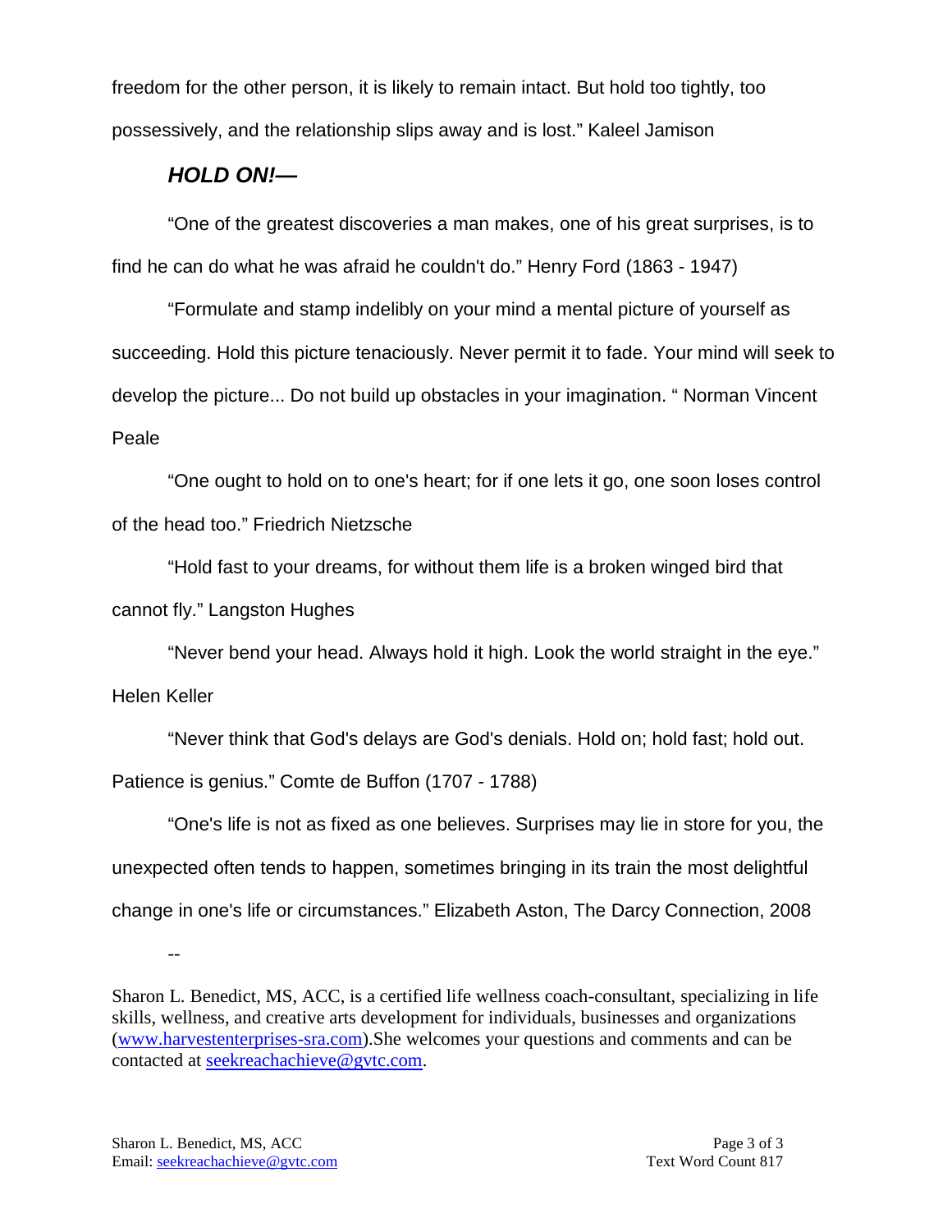freedom for the other person, it is likely to remain intact. But hold too tightly, too possessively, and the relationship slips away and is lost." Kaleel Jamison

### *HOLD ON!—*

"One of the greatest discoveries a man makes, one of his great surprises, is to find he can do what he was afraid he couldn't do." Henry Ford (1863 - 1947)

"Formulate and stamp indelibly on your mind a mental picture of yourself as succeeding. Hold this picture tenaciously. Never permit it to fade. Your mind will seek to develop the picture... Do not build up obstacles in your imagination. " Norman Vincent Peale

"One ought to hold on to one's heart; for if one lets it go, one soon loses control of the head too." Friedrich Nietzsche

"Hold fast to your dreams, for without them life is a broken winged bird that cannot fly." Langston Hughes

"Never bend your head. Always hold it high. Look the world straight in the eye." Helen Keller

"Never think that God's delays are God's denials. Hold on; hold fast; hold out. Patience is genius." Comte de Buffon (1707 - 1788)

"One's life is not as fixed as one believes. Surprises may lie in store for you, the unexpected often tends to happen, sometimes bringing in its train the most delightful change in one's life or circumstances." Elizabeth Aston, The Darcy Connection, 2008

--

Sharon L. Benedict, MS, ACC, is a certified life wellness coach-consultant, specializing in life skills, wellness, and creative arts development for individuals, businesses and organizations (www.harvestenterprises-sra.com).She welcomes your questions and comments and can be contacted at seekreachachieve@gvtc.com.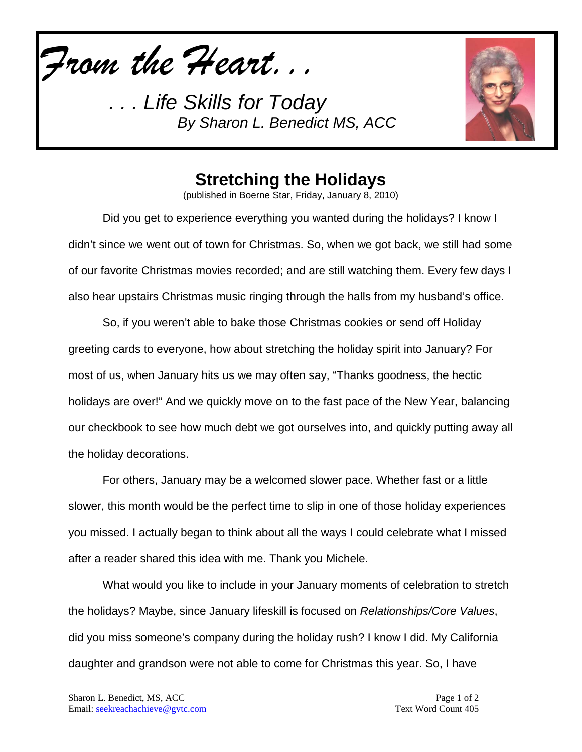*From the Heart. . .*

*. . . Life Skills for Today*
*By Sharon L. Benedict MS, ACC*

## Stretching the Holidays

(published in Boerne Star, Friday, January 8, 2010)

Did you get to experience everything you wanted during the holidays? I know I didn't since we went out of town for Christmas. So, when we got back, we still had some of our favorite Christmas movies recorded; and are still watching them. Every few days I also hear upstairs Christmas music ringing through the halls from my husband's office.

So, if you weren't able to bake those Christmas cookies or send off Holiday greeting cards to everyone, how about stretching the holiday spirit into January? For most of us, when January hits us we may often say, "Thanks goodness, the hectic holidays are over!" And we quickly move on to the fast pace of the New Year, balancing our checkbook to see how much debt we got ourselves into, and quickly putting away all the holiday decorations.

For others, January may be a welcomed slower pace. Whether fast or a little slower, this month would be the perfect time to slip in one of those holiday experiences you missed. I actually began to think about all the ways I could celebrate what I missed after a reader shared this idea with me. Thank you Michele.

What would you like to include in your January moments of celebration to stretch the holidays? Maybe, since January lifeskill is focused on *Relationships/Core Values*, did you miss someone's company during the holiday rush? I know I did. My California daughter and grandson were not able to come for Christmas this year. So, I have

Sharon L. Benedict, MS, ACC
Email: seekreachachieve@gvtc.com

Text Word Count 405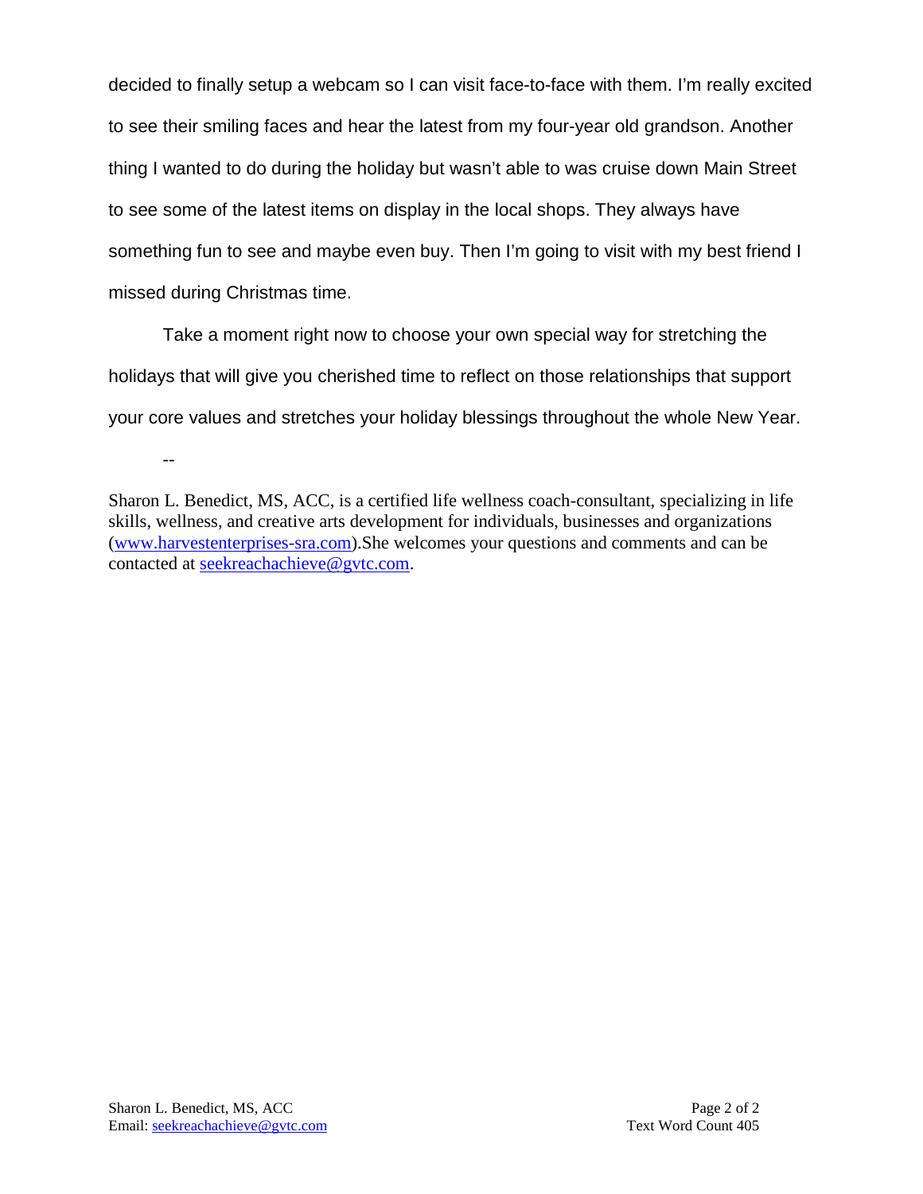decided to finally setup a webcam so I can visit face-to-face with them. I'm really excited to see their smiling faces and hear the latest from my four-year old grandson. Another thing I wanted to do during the holiday but wasn't able to was cruise down Main Street to see some of the latest items on display in the local shops. They always have something fun to see and maybe even buy. Then I'm going to visit with my best friend I missed during Christmas time.

Take a moment right now to choose your own special way for stretching the holidays that will give you cherished time to reflect on those relationships that support your core values and stretches your holiday blessings throughout the whole New Year.

--

Sharon L. Benedict, MS, ACC, is a certified life wellness coach-consultant, specializing in life skills, wellness, and creative arts development for individuals, businesses and organizations (www.harvestenterprises-sra.com).She welcomes your questions and comments and can be contacted at seekreachachieve@gvtc.com.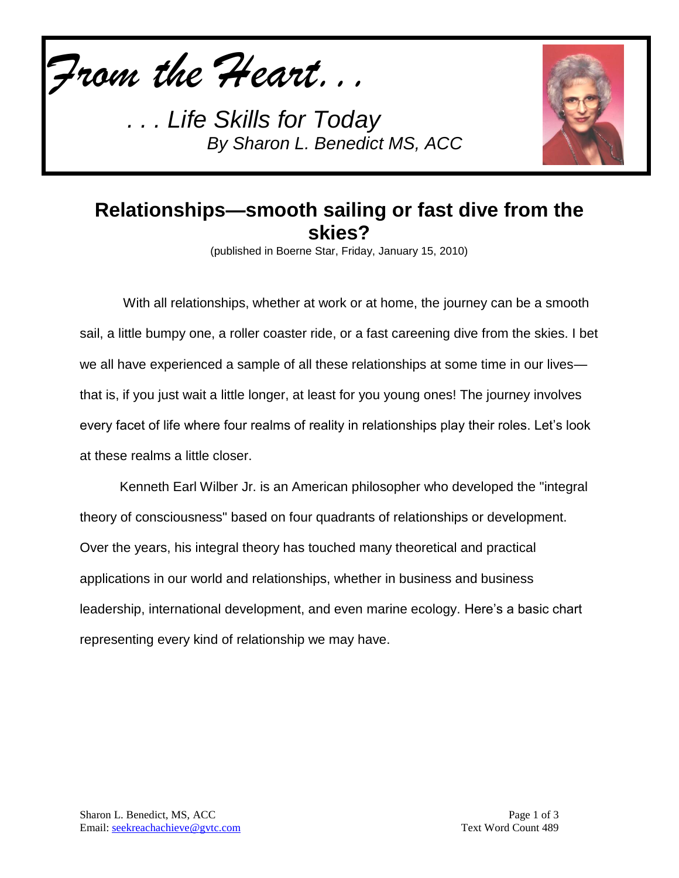*From the Heart. . .*

*. . . Life Skills for Today*

*By Sharon L. Benedict MS, ACC*

## Relationships—smooth sailing or fast dive from the skies?

(published in Boerne Star, Friday, January 15, 2010)

With all relationships, whether at work or at home, the journey can be a smooth sail, a little bumpy one, a roller coaster ride, or a fast careening dive from the skies. I bet we all have experienced a sample of all these relationships at some time in our lives—that is, if you just wait a little longer, at least for you young ones! The journey involves every facet of life where four realms of reality in relationships play their roles. Let's look at these realms a little closer.

Kenneth Earl Wilber Jr. is an American philosopher who developed the "integral theory of consciousness" based on four quadrants of relationships or development. Over the years, his integral theory has touched many theoretical and practical applications in our world and relationships, whether in business and business leadership, international development, and even marine ecology. Here's a basic chart representing every kind of relationship we may have.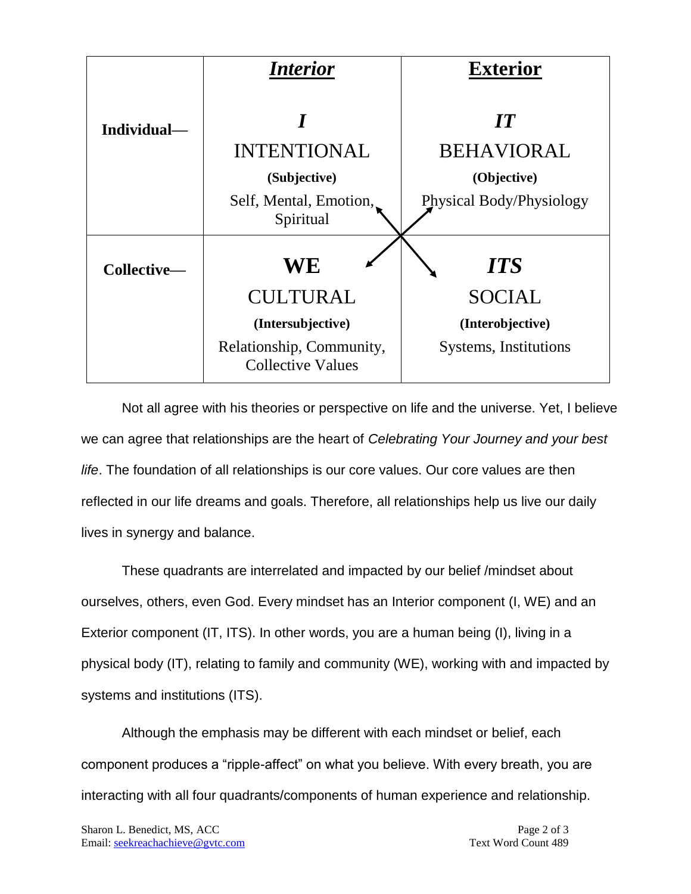| | ***Interior*** | **Exterior** |
|---|---|---|
| **Individual—** | ***I*** INTENTIONAL **(Subjective)** Self, Mental, Emotion, Spiritual | ***IT*** BEHAVIORAL **(Objective)** Physical Body/Physiology |
| **Collective—** | **WE** CULTURAL **(Intersubjective)** Relationship, Community, Collective Values | ***ITS*** SOCIAL **(Interobjective)** Systems, Institutions |

Not all agree with his theories or perspective on life and the universe. Yet, I believe we can agree that relationships are the heart of *Celebrating Your Journey and your best life*. The foundation of all relationships is our core values. Our core values are then reflected in our life dreams and goals. Therefore, all relationships help us live our daily lives in synergy and balance.

These quadrants are interrelated and impacted by our belief /mindset about ourselves, others, even God. Every mindset has an Interior component (I, WE) and an Exterior component (IT, ITS). In other words, you are a human being (I), living in a physical body (IT), relating to family and community (WE), working with and impacted by systems and institutions (ITS).

Although the emphasis may be different with each mindset or belief, each component produces a "ripple-affect" on what you believe. With every breath, you are interacting with all four quadrants/components of human experience and relationship.

Sharon L. Benedict, MS, ACC
Email: seekreachachieve@gvtc.com

Text Word Count 489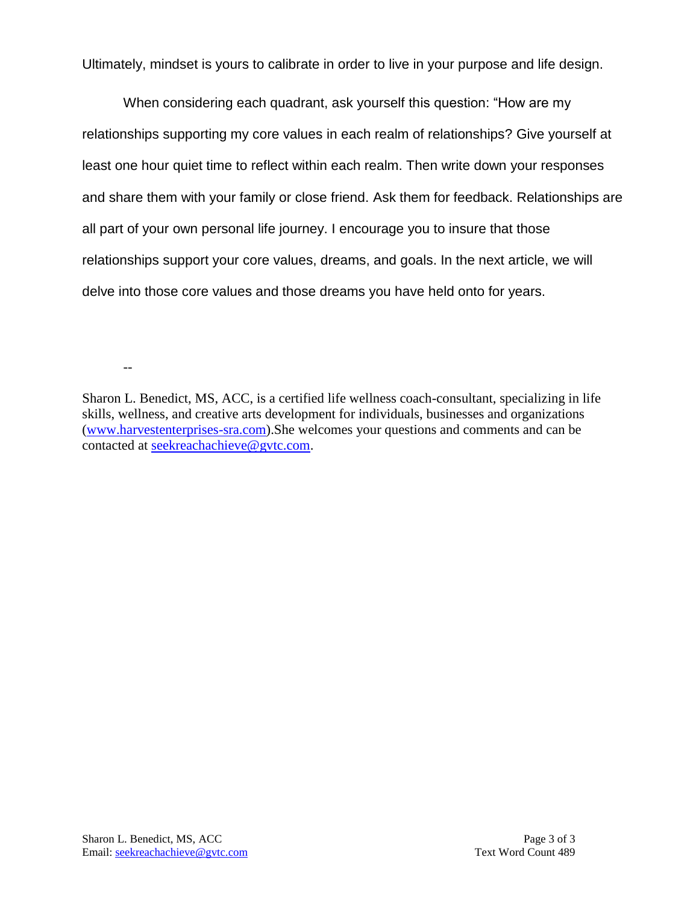Ultimately, mindset is yours to calibrate in order to live in your purpose and life design.

When considering each quadrant, ask yourself this question: "How are my relationships supporting my core values in each realm of relationships? Give yourself at least one hour quiet time to reflect within each realm. Then write down your responses and share them with your family or close friend. Ask them for feedback. Relationships are all part of your own personal life journey. I encourage you to insure that those relationships support your core values, dreams, and goals. In the next article, we will delve into those core values and those dreams you have held onto for years.

--

Sharon L. Benedict, MS, ACC, is a certified life wellness coach-consultant, specializing in life skills, wellness, and creative arts development for individuals, businesses and organizations ([www.harvestenterprises-sra.com](http://www.harvestenterprises-sra.com)).She welcomes your questions and comments and can be contacted at [seekreachachieve@gvtc.com](mailto:seekreachachieve@gvtc.com).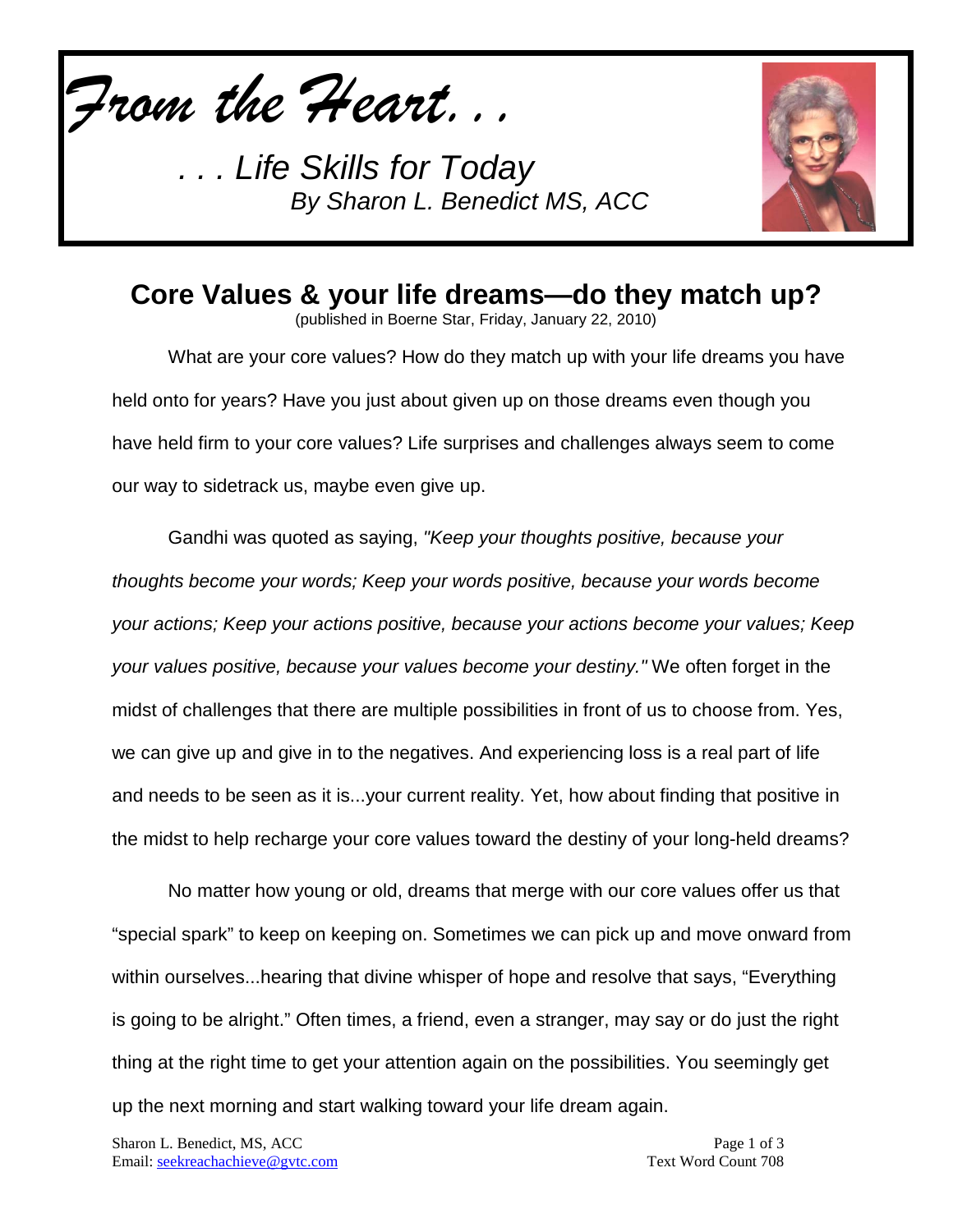*From the Heart. . .*

*. . . Life Skills for Today*
*By Sharon L. Benedict MS, ACC*

# Core Values & your life dreams—do they match up?

(published in Boerne Star, Friday, January 22, 2010)

What are your core values? How do they match up with your life dreams you have held onto for years? Have you just about given up on those dreams even though you have held firm to your core values? Life surprises and challenges always seem to come our way to sidetrack us, maybe even give up.

Gandhi was quoted as saying, *"Keep your thoughts positive, because your thoughts become your words; Keep your words positive, because your words become your actions; Keep your actions positive, because your actions become your values; Keep your values positive, because your values become your destiny."* We often forget in the midst of challenges that there are multiple possibilities in front of us to choose from. Yes, we can give up and give in to the negatives. And experiencing loss is a real part of life and needs to be seen as it is...your current reality. Yet, how about finding that positive in the midst to help recharge your core values toward the destiny of your long-held dreams?

No matter how young or old, dreams that merge with our core values offer us that "special spark" to keep on keeping on. Sometimes we can pick up and move onward from within ourselves...hearing that divine whisper of hope and resolve that says, "Everything is going to be alright." Often times, a friend, even a stranger, may say or do just the right thing at the right time to get your attention again on the possibilities. You seemingly get up the next morning and start walking toward your life dream again.

Sharon L. Benedict, MS, ACC
Email: seekreachachieve@gvtc.com

Text Word Count 708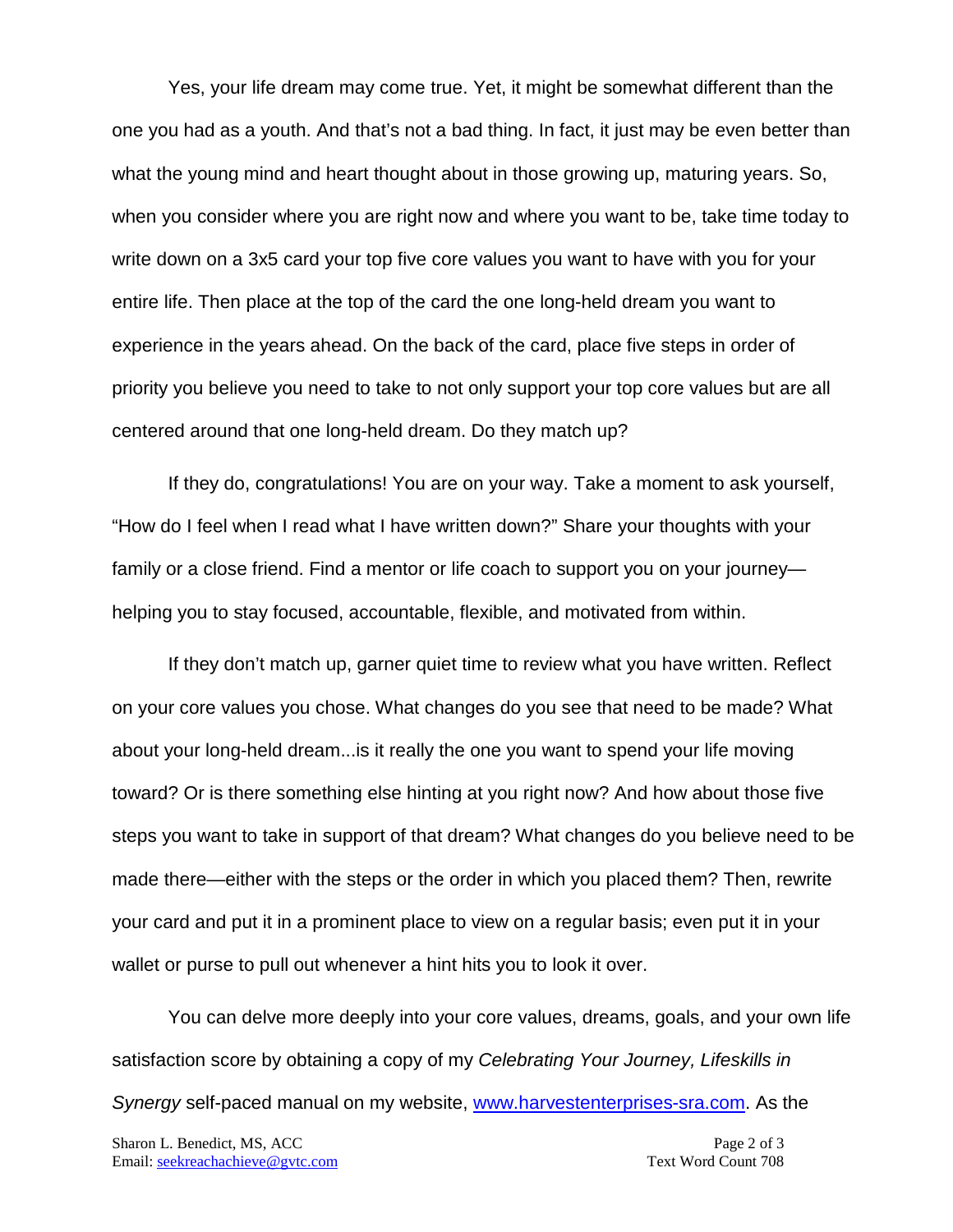Yes, your life dream may come true. Yet, it might be somewhat different than the one you had as a youth. And that's not a bad thing. In fact, it just may be even better than what the young mind and heart thought about in those growing up, maturing years. So, when you consider where you are right now and where you want to be, take time today to write down on a 3x5 card your top five core values you want to have with you for your entire life. Then place at the top of the card the one long-held dream you want to experience in the years ahead. On the back of the card, place five steps in order of priority you believe you need to take to not only support your top core values but are all centered around that one long-held dream. Do they match up?

If they do, congratulations! You are on your way. Take a moment to ask yourself, "How do I feel when I read what I have written down?" Share your thoughts with your family or a close friend. Find a mentor or life coach to support you on your journey—helping you to stay focused, accountable, flexible, and motivated from within.

If they don't match up, garner quiet time to review what you have written. Reflect on your core values you chose. What changes do you see that need to be made? What about your long-held dream...is it really the one you want to spend your life moving toward? Or is there something else hinting at you right now? And how about those five steps you want to take in support of that dream? What changes do you believe need to be made there—either with the steps or the order in which you placed them? Then, rewrite your card and put it in a prominent place to view on a regular basis; even put it in your wallet or purse to pull out whenever a hint hits you to look it over.

You can delve more deeply into your core values, dreams, goals, and your own life satisfaction score by obtaining a copy of my *Celebrating Your Journey, Lifeskills in Synergy* self-paced manual on my website, [www.harvestenterprises-sra.com](http://www.harvestenterprises-sra.com). As the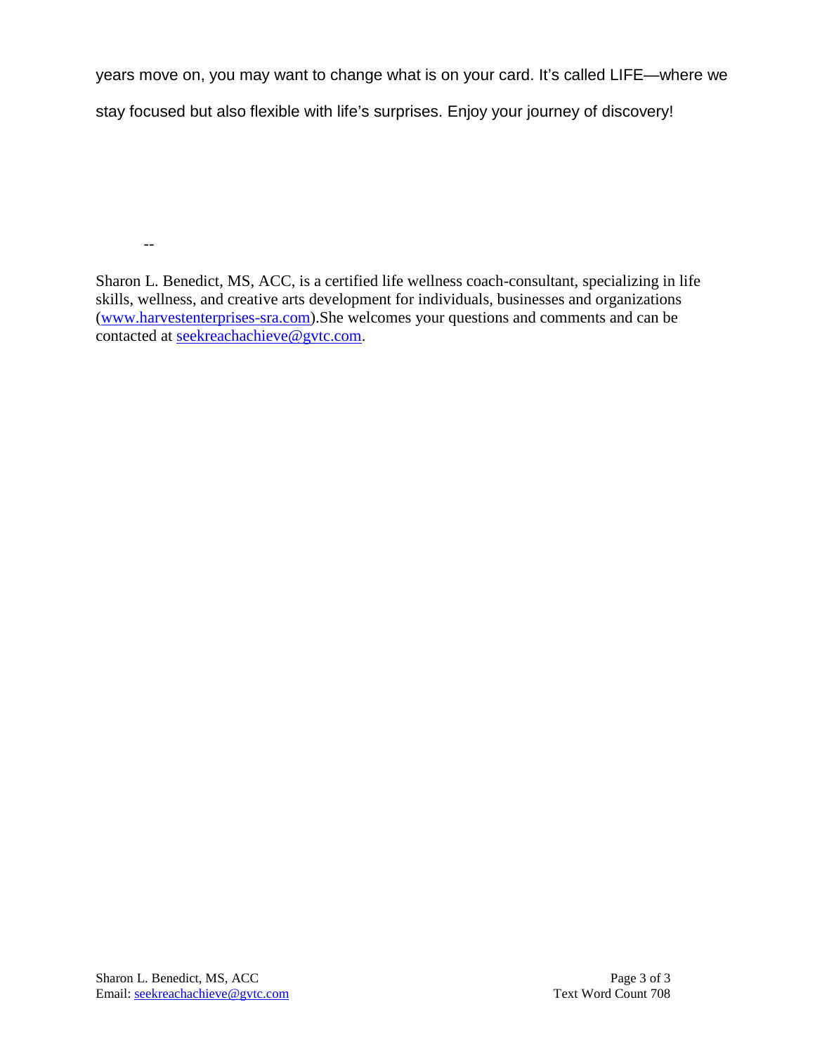years move on, you may want to change what is on your card. It's called LIFE—where we stay focused but also flexible with life's surprises. Enjoy your journey of discovery!

--

Sharon L. Benedict, MS, ACC, is a certified life wellness coach-consultant, specializing in life skills, wellness, and creative arts development for individuals, businesses and organizations (www.harvestenterprises-sra.com).She welcomes your questions and comments and can be contacted at seekreachachieve@gvtc.com.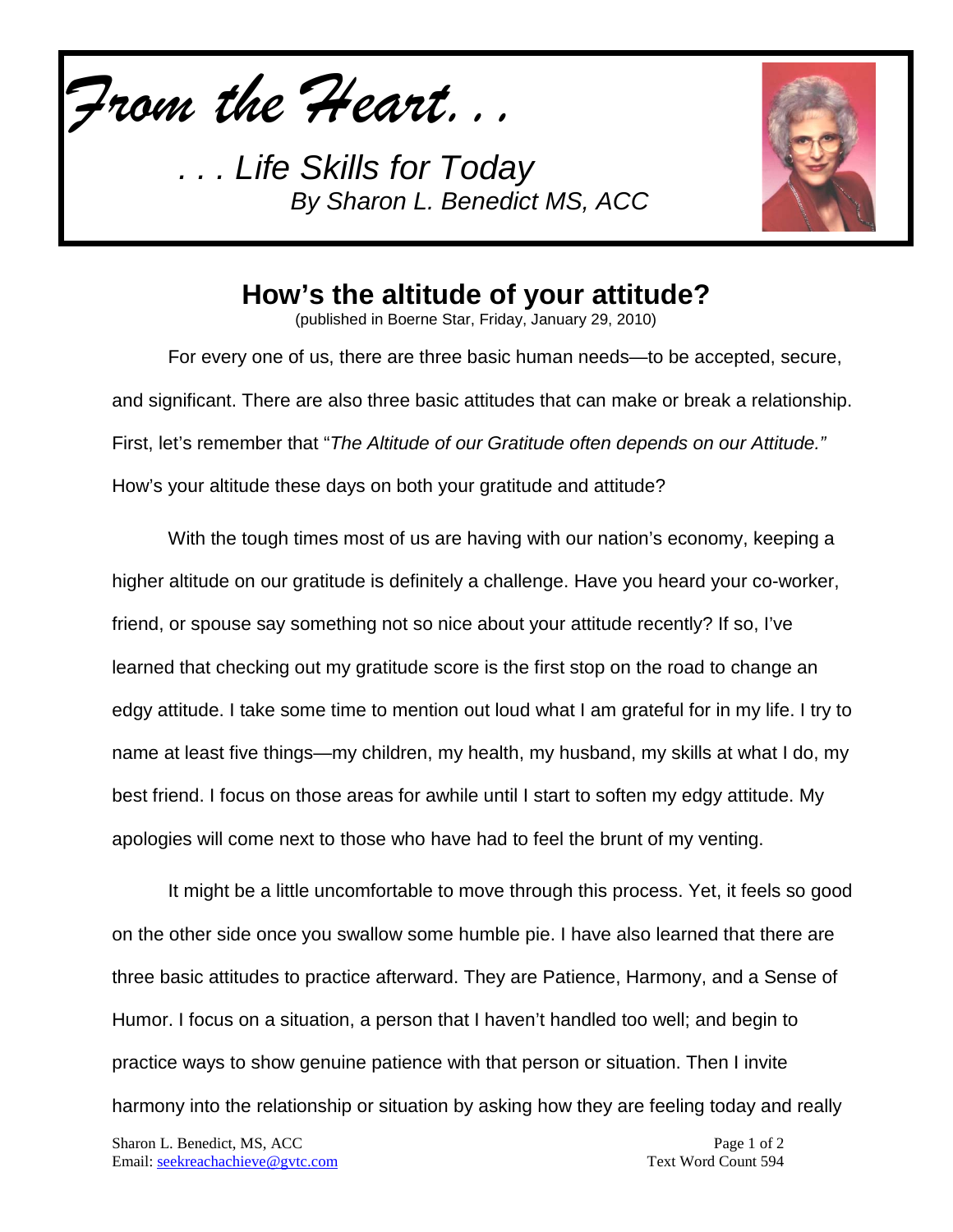*From the Heart. . .*

*. . . Life Skills for Today*
*By Sharon L. Benedict MS, ACC*

## How's the altitude of your attitude?

(published in Boerne Star, Friday, January 29, 2010)

For every one of us, there are three basic human needs—to be accepted, secure, and significant. There are also three basic attitudes that can make or break a relationship. First, let's remember that "*The Altitude of our Gratitude often depends on our Attitude.*" How's your altitude these days on both your gratitude and attitude?

With the tough times most of us are having with our nation's economy, keeping a higher altitude on our gratitude is definitely a challenge. Have you heard your co-worker, friend, or spouse say something not so nice about your attitude recently? If so, I've learned that checking out my gratitude score is the first stop on the road to change an edgy attitude. I take some time to mention out loud what I am grateful for in my life. I try to name at least five things—my children, my health, my husband, my skills at what I do, my best friend. I focus on those areas for awhile until I start to soften my edgy attitude. My apologies will come next to those who have had to feel the brunt of my venting.

It might be a little uncomfortable to move through this process. Yet, it feels so good on the other side once you swallow some humble pie. I have also learned that there are three basic attitudes to practice afterward. They are Patience, Harmony, and a Sense of Humor. I focus on a situation, a person that I haven't handled too well; and begin to practice ways to show genuine patience with that person or situation. Then I invite harmony into the relationship or situation by asking how they are feeling today and really

Sharon L. Benedict, MS, ACC
Email: seekreachachieve@gvtc.com

Text Word Count 594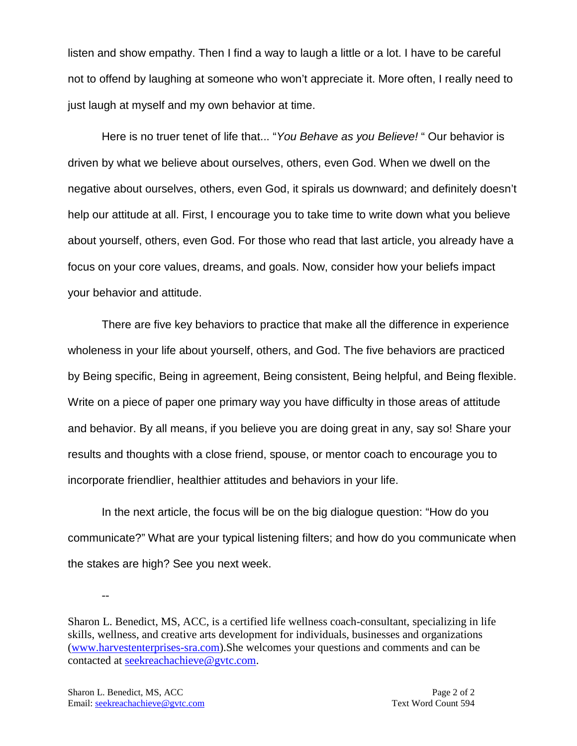listen and show empathy. Then I find a way to laugh a little or a lot. I have to be careful not to offend by laughing at someone who won't appreciate it. More often, I really need to just laugh at myself and my own behavior at time.

Here is no truer tenet of life that... "*You Behave as you Believe!* " Our behavior is driven by what we believe about ourselves, others, even God. When we dwell on the negative about ourselves, others, even God, it spirals us downward; and definitely doesn't help our attitude at all. First, I encourage you to take time to write down what you believe about yourself, others, even God. For those who read that last article, you already have a focus on your core values, dreams, and goals. Now, consider how your beliefs impact your behavior and attitude.

There are five key behaviors to practice that make all the difference in experience wholeness in your life about yourself, others, and God. The five behaviors are practiced by Being specific, Being in agreement, Being consistent, Being helpful, and Being flexible. Write on a piece of paper one primary way you have difficulty in those areas of attitude and behavior. By all means, if you believe you are doing great in any, say so! Share your results and thoughts with a close friend, spouse, or mentor coach to encourage you to incorporate friendlier, healthier attitudes and behaviors in your life.

In the next article, the focus will be on the big dialogue question: "How do you communicate?" What are your typical listening filters; and how do you communicate when the stakes are high? See you next week.

--

Sharon L. Benedict, MS, ACC, is a certified life wellness coach-consultant, specializing in life skills, wellness, and creative arts development for individuals, businesses and organizations (www.harvestenterprises-sra.com).She welcomes your questions and comments and can be contacted at seekreachachieve@gvtc.com.

Text Word Count 594